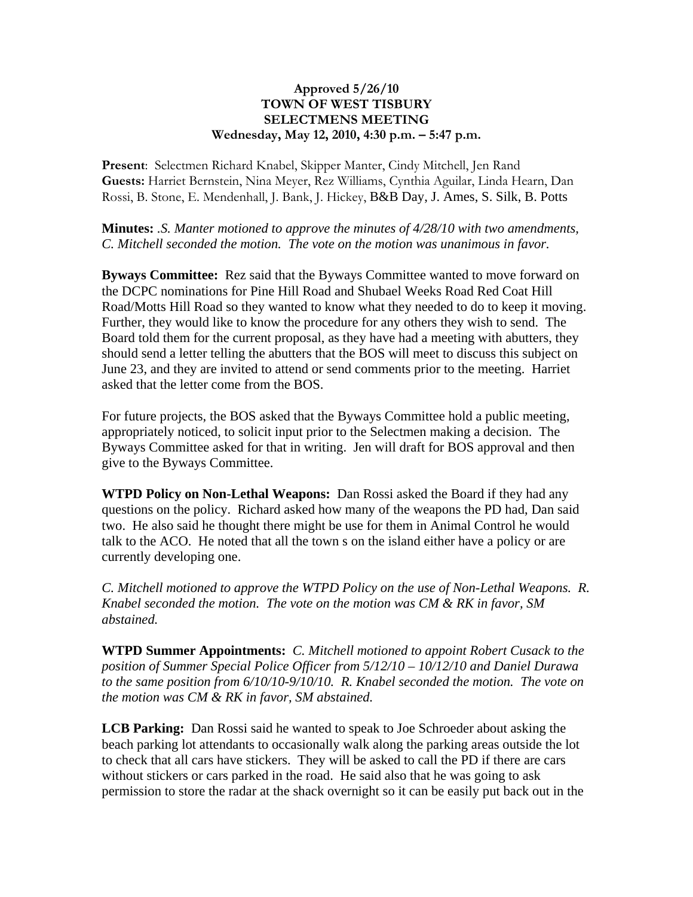**Approved 5/26/10**
**TOWN OF WEST TISBURY**
**SELECTMENS MEETING**
**Wednesday, May 12, 2010, 4:30 p.m. – 5:47 p.m.**

**Present**: Selectmen Richard Knabel, Skipper Manter, Cindy Mitchell, Jen Rand
**Guests:** Harriet Bernstein, Nina Meyer, Rez Williams, Cynthia Aguilar, Linda Hearn, Dan Rossi, B. Stone, E. Mendenhall, J. Bank, J. Hickey, B&B Day, J. Ames, S. Silk, B. Potts

**Minutes:** *.S. Manter motioned to approve the minutes of 4/28/10 with two amendments, C. Mitchell seconded the motion. The vote on the motion was unanimous in favor.*

**Byways Committee:** Rez said that the Byways Committee wanted to move forward on the DCPC nominations for Pine Hill Road and Shubael Weeks Road Red Coat Hill Road/Motts Hill Road so they wanted to know what they needed to do to keep it moving. Further, they would like to know the procedure for any others they wish to send. The Board told them for the current proposal, as they have had a meeting with abutters, they should send a letter telling the abutters that the BOS will meet to discuss this subject on June 23, and they are invited to attend or send comments prior to the meeting. Harriet asked that the letter come from the BOS.

For future projects, the BOS asked that the Byways Committee hold a public meeting, appropriately noticed, to solicit input prior to the Selectmen making a decision. The Byways Committee asked for that in writing. Jen will draft for BOS approval and then give to the Byways Committee.

**WTPD Policy on Non-Lethal Weapons:** Dan Rossi asked the Board if they had any questions on the policy. Richard asked how many of the weapons the PD had, Dan said two. He also said he thought there might be use for them in Animal Control he would talk to the ACO. He noted that all the town s on the island either have a policy or are currently developing one.

*C. Mitchell motioned to approve the WTPD Policy on the use of Non-Lethal Weapons. R. Knabel seconded the motion. The vote on the motion was CM & RK in favor, SM abstained.*

**WTPD Summer Appointments:** *C. Mitchell motioned to appoint Robert Cusack to the position of Summer Special Police Officer from 5/12/10 – 10/12/10 and Daniel Durawa to the same position from 6/10/10-9/10/10. R. Knabel seconded the motion. The vote on the motion was CM & RK in favor, SM abstained.*

**LCB Parking:** Dan Rossi said he wanted to speak to Joe Schroeder about asking the beach parking lot attendants to occasionally walk along the parking areas outside the lot to check that all cars have stickers. They will be asked to call the PD if there are cars without stickers or cars parked in the road. He said also that he was going to ask permission to store the radar at the shack overnight so it can be easily put back out in the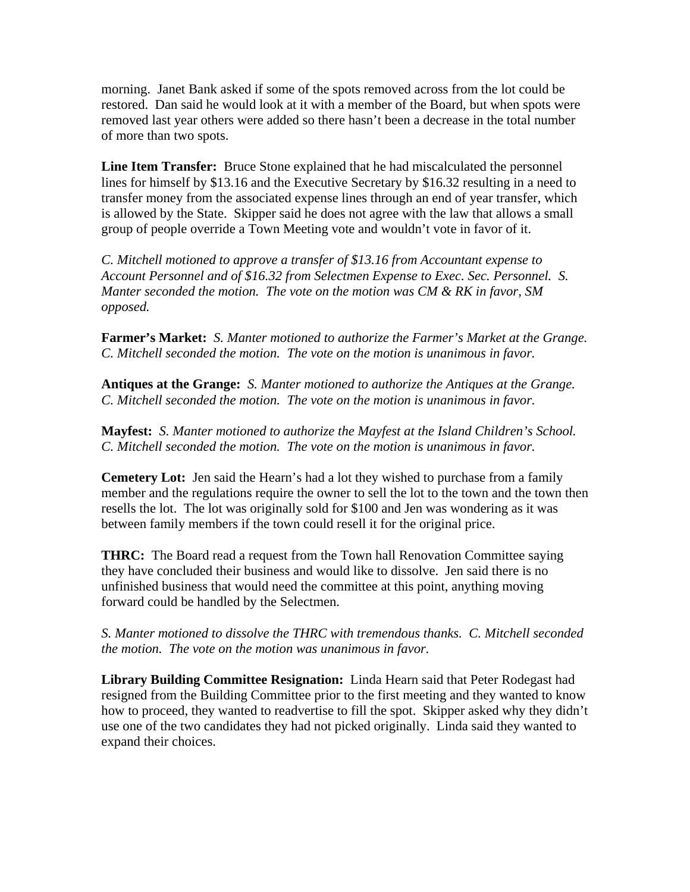morning. Janet Bank asked if some of the spots removed across from the lot could be restored. Dan said he would look at it with a member of the Board, but when spots were removed last year others were added so there hasn't been a decrease in the total number of more than two spots.

**Line Item Transfer:** Bruce Stone explained that he had miscalculated the personnel lines for himself by $13.16 and the Executive Secretary by $16.32 resulting in a need to transfer money from the associated expense lines through an end of year transfer, which is allowed by the State. Skipper said he does not agree with the law that allows a small group of people override a Town Meeting vote and wouldn't vote in favor of it.

*C. Mitchell motioned to approve a transfer of $13.16 from Accountant expense to Account Personnel and of $16.32 from Selectmen Expense to Exec. Sec. Personnel. S. Manter seconded the motion. The vote on the motion was CM & RK in favor, SM opposed.*

**Farmer's Market:** *S. Manter motioned to authorize the Farmer's Market at the Grange. C. Mitchell seconded the motion. The vote on the motion is unanimous in favor.*

**Antiques at the Grange:** *S. Manter motioned to authorize the Antiques at the Grange. C. Mitchell seconded the motion. The vote on the motion is unanimous in favor.*

**Mayfest:** *S. Manter motioned to authorize the Mayfest at the Island Children's School. C. Mitchell seconded the motion. The vote on the motion is unanimous in favor.*

**Cemetery Lot:** Jen said the Hearn's had a lot they wished to purchase from a family member and the regulations require the owner to sell the lot to the town and the town then resells the lot. The lot was originally sold for $100 and Jen was wondering as it was between family members if the town could resell it for the original price.

**THRC:** The Board read a request from the Town hall Renovation Committee saying they have concluded their business and would like to dissolve. Jen said there is no unfinished business that would need the committee at this point, anything moving forward could be handled by the Selectmen.

*S. Manter motioned to dissolve the THRC with tremendous thanks. C. Mitchell seconded the motion. The vote on the motion was unanimous in favor.*

**Library Building Committee Resignation:** Linda Hearn said that Peter Rodegast had resigned from the Building Committee prior to the first meeting and they wanted to know how to proceed, they wanted to readvertise to fill the spot. Skipper asked why they didn't use one of the two candidates they had not picked originally. Linda said they wanted to expand their choices.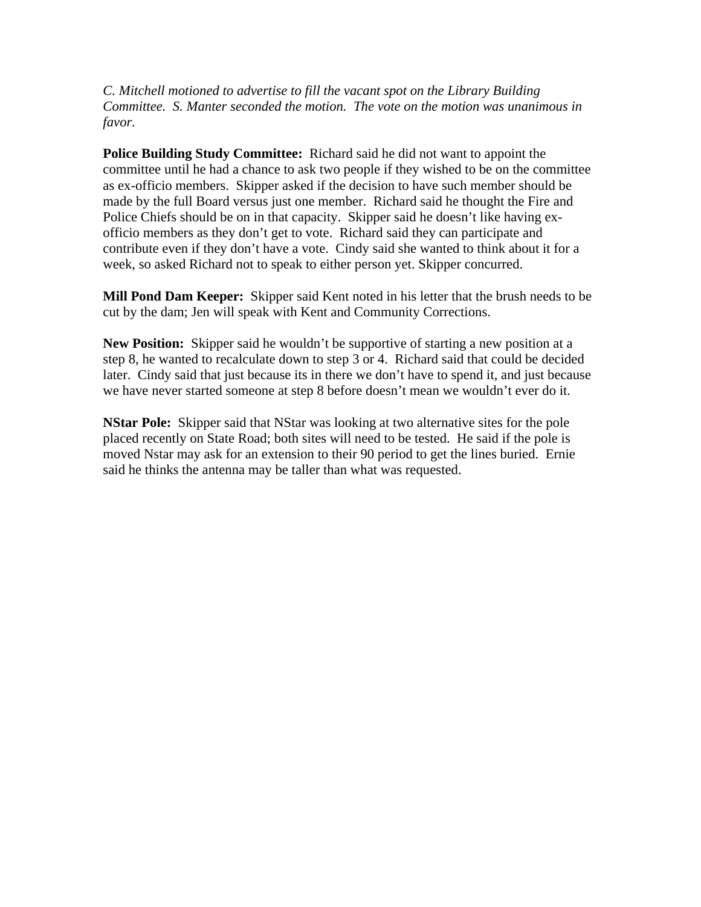*C. Mitchell motioned to advertise to fill the vacant spot on the Library Building Committee. S. Manter seconded the motion. The vote on the motion was unanimous in favor.*

**Police Building Study Committee:** Richard said he did not want to appoint the committee until he had a chance to ask two people if they wished to be on the committee as ex-officio members. Skipper asked if the decision to have such member should be made by the full Board versus just one member. Richard said he thought the Fire and Police Chiefs should be on in that capacity. Skipper said he doesn't like having ex-officio members as they don't get to vote. Richard said they can participate and contribute even if they don't have a vote. Cindy said she wanted to think about it for a week, so asked Richard not to speak to either person yet. Skipper concurred.

**Mill Pond Dam Keeper:** Skipper said Kent noted in his letter that the brush needs to be cut by the dam; Jen will speak with Kent and Community Corrections.

**New Position:** Skipper said he wouldn't be supportive of starting a new position at a step 8, he wanted to recalculate down to step 3 or 4. Richard said that could be decided later. Cindy said that just because its in there we don't have to spend it, and just because we have never started someone at step 8 before doesn't mean we wouldn't ever do it.

**NStar Pole:** Skipper said that NStar was looking at two alternative sites for the pole placed recently on State Road; both sites will need to be tested. He said if the pole is moved Nstar may ask for an extension to their 90 period to get the lines buried. Ernie said he thinks the antenna may be taller than what was requested.